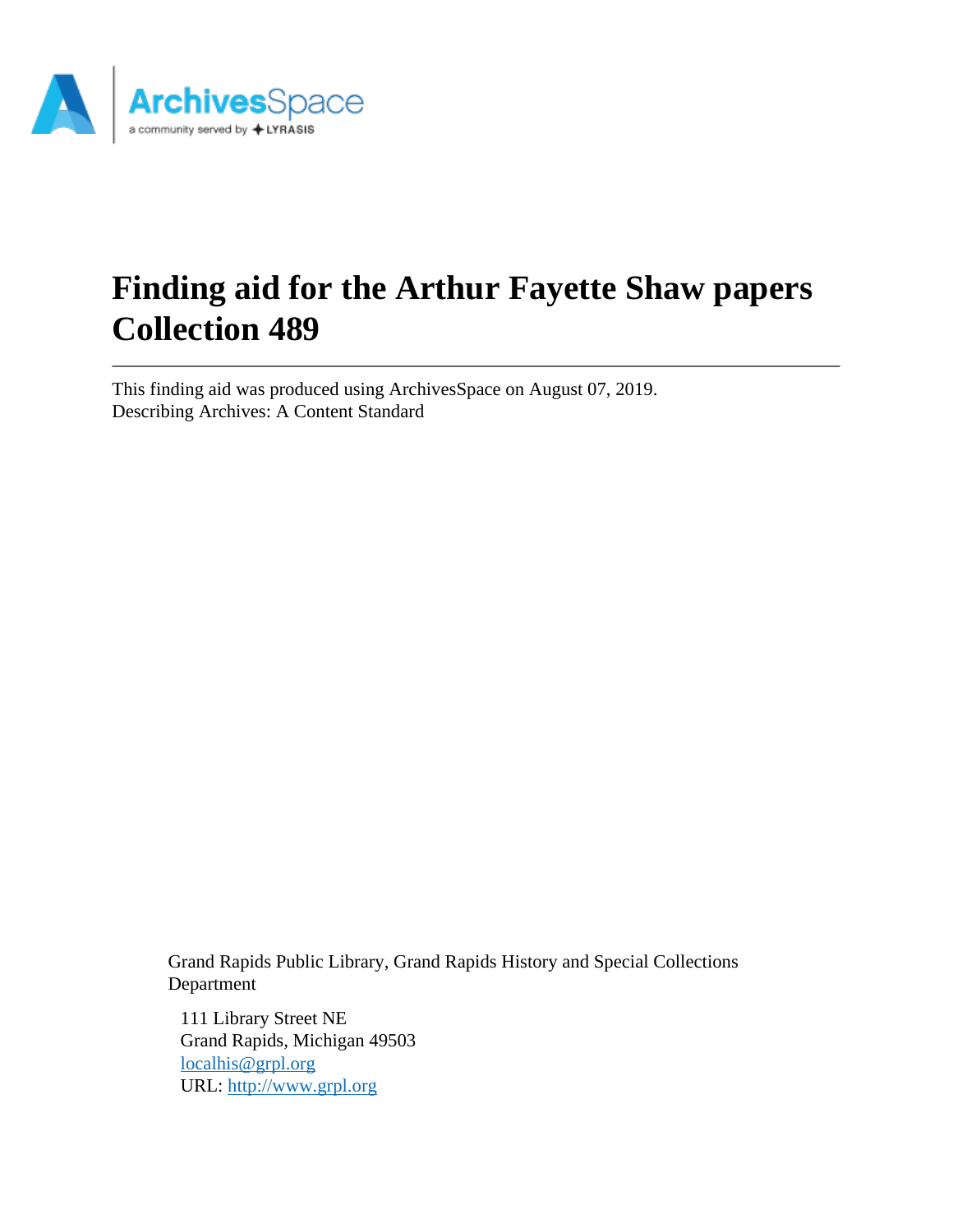# Finding aid for the Arthur Fayette Shaw papers Collection 489

---

This finding aid was produced using ArchivesSpace on August 07, 2019.
Describing Archives: A Content Standard

Grand Rapids Public Library, Grand Rapids History and Special Collections Department

111 Library Street NE
Grand Rapids, Michigan 49503
[localhis@grpl.org](mailto:localhis@grpl.org)
URL: [http://www.grpl.org](http://www.grpl.org)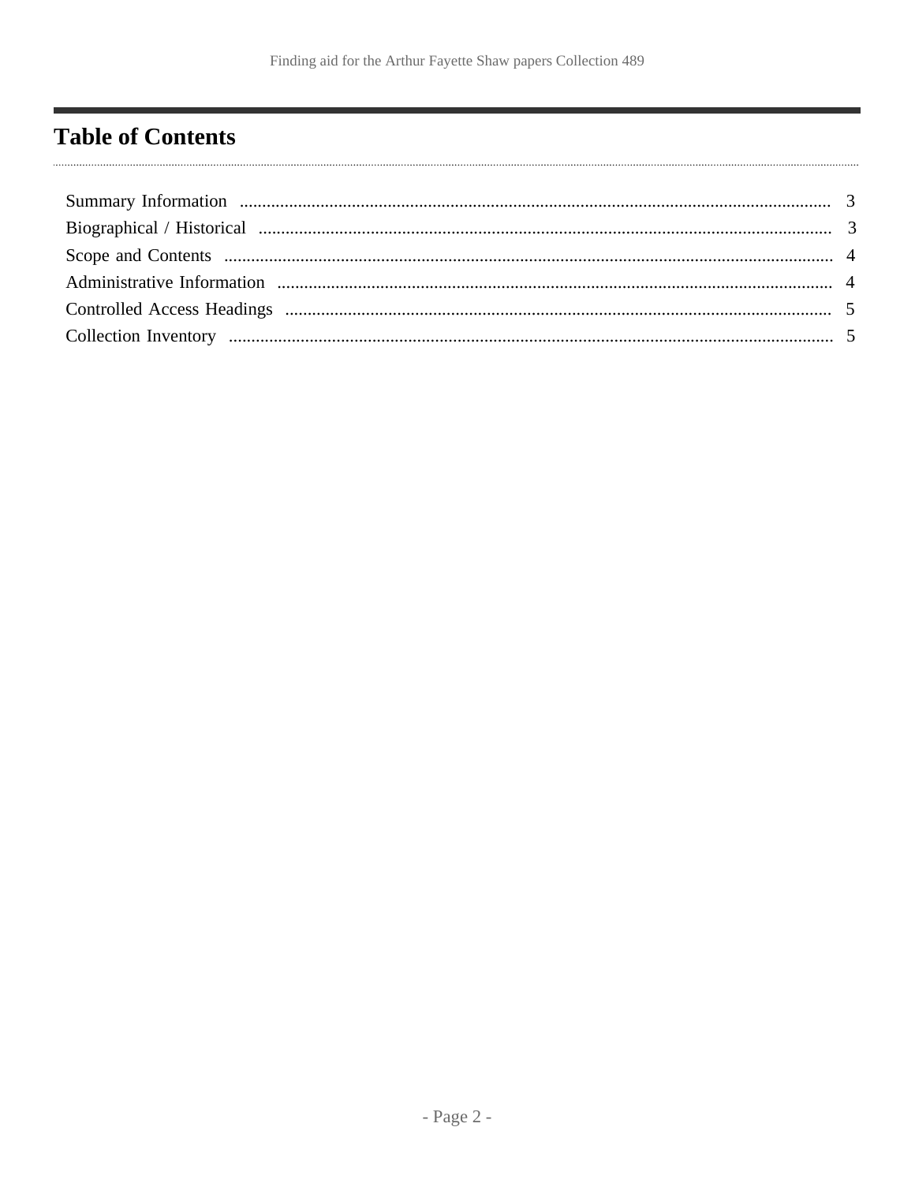# Table of Contents

- Summary Information .... 3
- Biographical / Historical .... 3
- Scope and Contents .... 4
- Administrative Information .... 4
- Controlled Access Headings .... 5
- Collection Inventory .... 5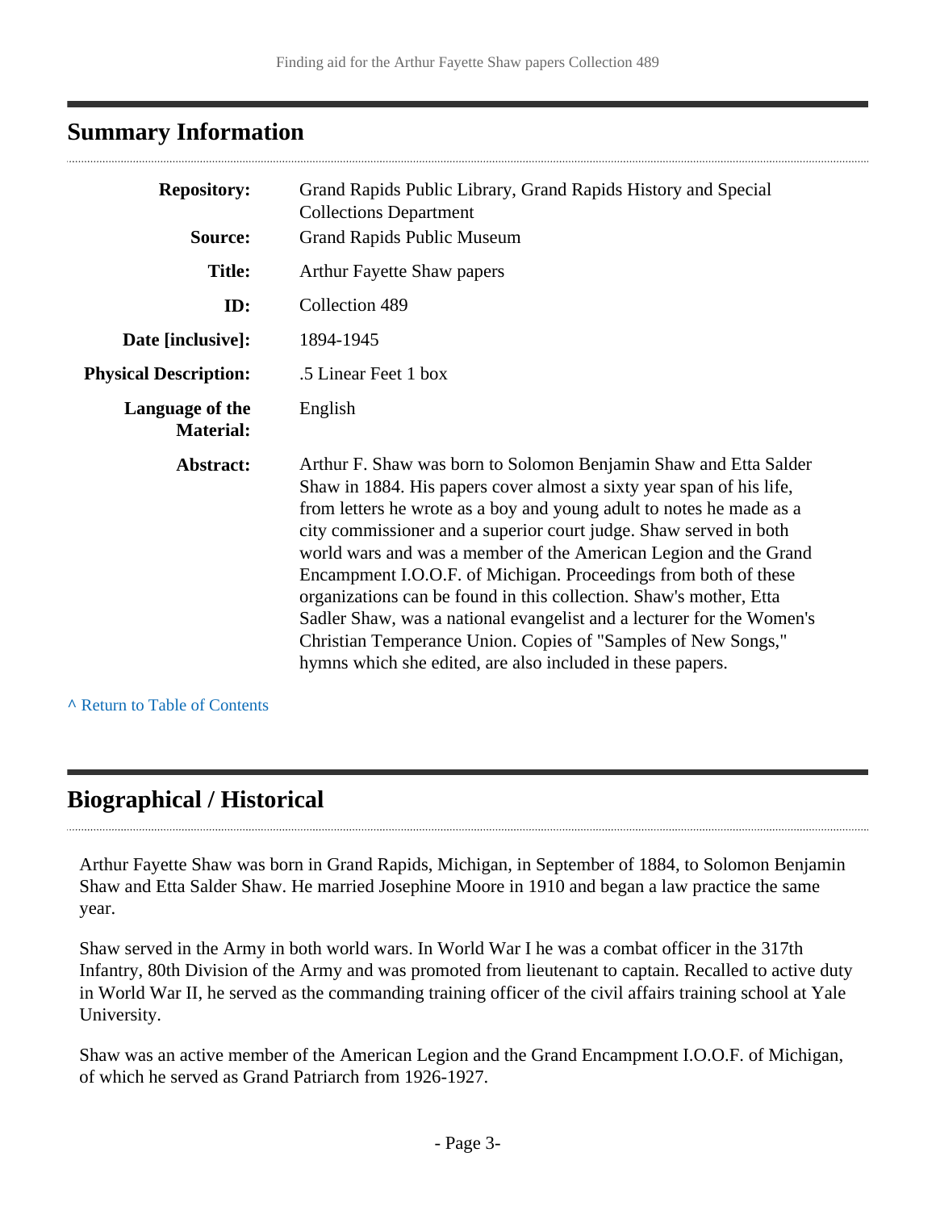## Summary Information

| | |
|---|---|
| **Repository:** | Grand Rapids Public Library, Grand Rapids History and Special Collections Department |
| **Source:** | Grand Rapids Public Museum |
| **Title:** | Arthur Fayette Shaw papers |
| **ID:** | Collection 489 |
| **Date [inclusive]:** | 1894-1945 |
| **Physical Description:** | .5 Linear Feet 1 box |
| **Language of the Material:** | English |
| **Abstract:** | Arthur F. Shaw was born to Solomon Benjamin Shaw and Etta Salder Shaw in 1884. His papers cover almost a sixty year span of his life, from letters he wrote as a boy and young adult to notes he made as a city commissioner and a superior court judge. Shaw served in both world wars and was a member of the American Legion and the Grand Encampment I.O.O.F. of Michigan. Proceedings from both of these organizations can be found in this collection. Shaw's mother, Etta Sadler Shaw, was a national evangelist and a lecturer for the Women's Christian Temperance Union. Copies of "Samples of New Songs," hymns which she edited, are also included in these papers. |

^ Return to Table of Contents

## Biographical / Historical

Arthur Fayette Shaw was born in Grand Rapids, Michigan, in September of 1884, to Solomon Benjamin Shaw and Etta Salder Shaw. He married Josephine Moore in 1910 and began a law practice the same year.

Shaw served in the Army in both world wars. In World War I he was a combat officer in the 317th Infantry, 80th Division of the Army and was promoted from lieutenant to captain. Recalled to active duty in World War II, he served as the commanding training officer of the civil affairs training school at Yale University.

Shaw was an active member of the American Legion and the Grand Encampment I.O.O.F. of Michigan, of which he served as Grand Patriarch from 1926-1927.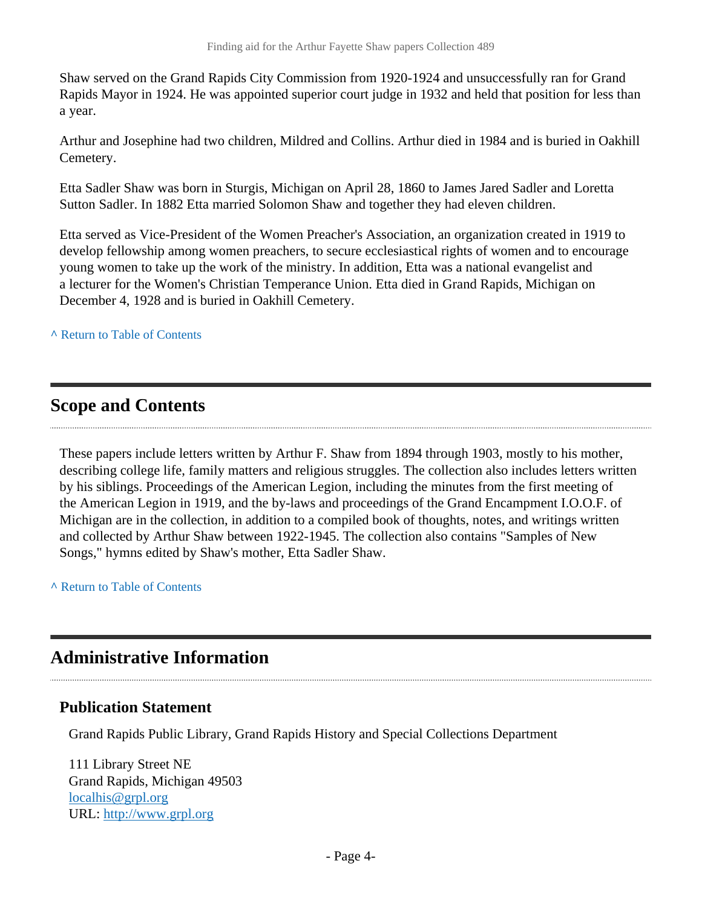Shaw served on the Grand Rapids City Commission from 1920-1924 and unsuccessfully ran for Grand Rapids Mayor in 1924. He was appointed superior court judge in 1932 and held that position for less than a year.

Arthur and Josephine had two children, Mildred and Collins. Arthur died in 1984 and is buried in Oakhill Cemetery.

Etta Sadler Shaw was born in Sturgis, Michigan on April 28, 1860 to James Jared Sadler and Loretta Sutton Sadler. In 1882 Etta married Solomon Shaw and together they had eleven children.

Etta served as Vice-President of the Women Preacher's Association, an organization created in 1919 to develop fellowship among women preachers, to secure ecclesiastical rights of women and to encourage young women to take up the work of the ministry. In addition, Etta was a national evangelist and a lecturer for the Women's Christian Temperance Union. Etta died in Grand Rapids, Michigan on December 4, 1928 and is buried in Oakhill Cemetery.

^ Return to Table of Contents

## Scope and Contents

These papers include letters written by Arthur F. Shaw from 1894 through 1903, mostly to his mother, describing college life, family matters and religious struggles. The collection also includes letters written by his siblings. Proceedings of the American Legion, including the minutes from the first meeting of the American Legion in 1919, and the by-laws and proceedings of the Grand Encampment I.O.O.F. of Michigan are in the collection, in addition to a compiled book of thoughts, notes, and writings written and collected by Arthur Shaw between 1922-1945. The collection also contains "Samples of New Songs," hymns edited by Shaw's mother, Etta Sadler Shaw.

^ Return to Table of Contents

## Administrative Information

### Publication Statement

Grand Rapids Public Library, Grand Rapids History and Special Collections Department

111 Library Street NE
Grand Rapids, Michigan 49503
localhis@grpl.org
URL: http://www.grpl.org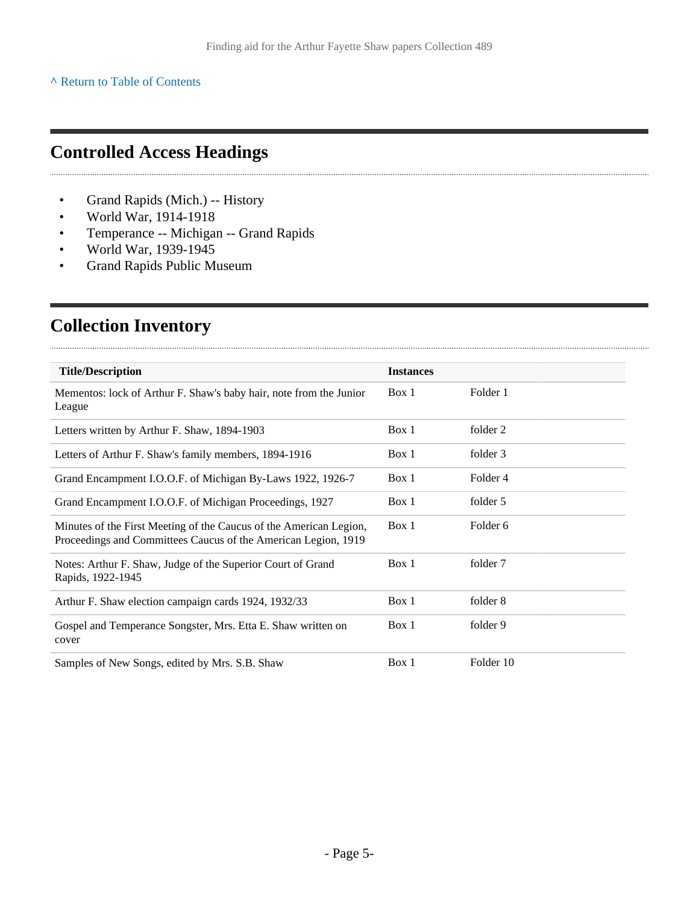[^ Return to Table of Contents](#)

## Controlled Access Headings

- Grand Rapids (Mich.) -- History
- World War, 1914-1918
- Temperance -- Michigan -- Grand Rapids
- World War, 1939-1945
- Grand Rapids Public Museum

## Collection Inventory

| Title/Description | Instances | |
|---|---|---|
| Mementos: lock of Arthur F. Shaw's baby hair, note from the Junior League | Box 1 | Folder 1 |
| Letters written by Arthur F. Shaw, 1894-1903 | Box 1 | folder 2 |
| Letters of Arthur F. Shaw's family members, 1894-1916 | Box 1 | folder 3 |
| Grand Encampment I.O.O.F. of Michigan By-Laws 1922, 1926-7 | Box 1 | Folder 4 |
| Grand Encampment I.O.O.F. of Michigan Proceedings, 1927 | Box 1 | folder 5 |
| Minutes of the First Meeting of the Caucus of the American Legion, Proceedings and Committees Caucus of the American Legion, 1919 | Box 1 | Folder 6 |
| Notes: Arthur F. Shaw, Judge of the Superior Court of Grand Rapids, 1922-1945 | Box 1 | folder 7 |
| Arthur F. Shaw election campaign cards 1924, 1932/33 | Box 1 | folder 8 |
| Gospel and Temperance Songster, Mrs. Etta E. Shaw written on cover | Box 1 | folder 9 |
| Samples of New Songs, edited by Mrs. S.B. Shaw | Box 1 | Folder 10 |